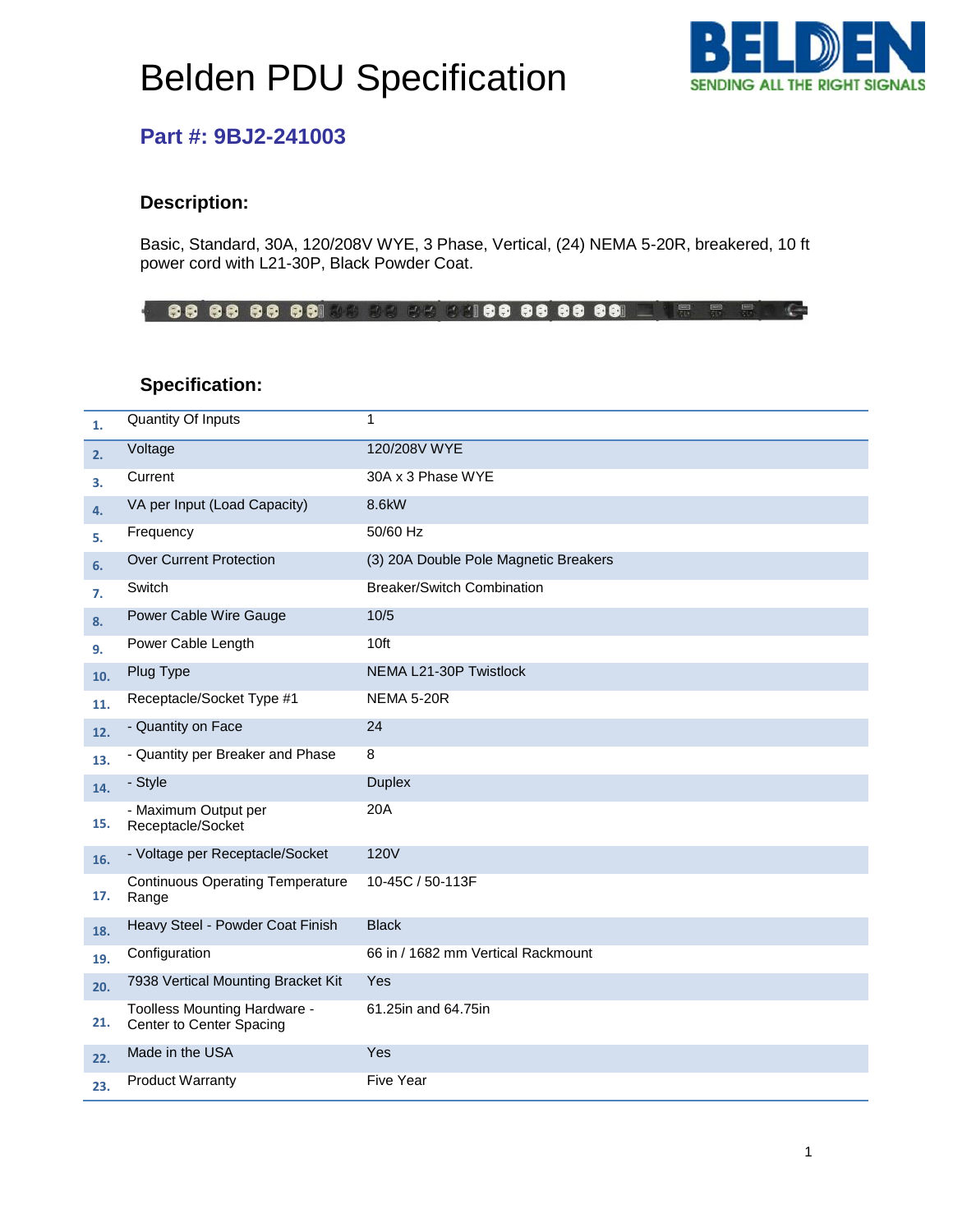# Belden PDU Specification

## Part #: 9BJ2-241003

### Description:

Basic, Standard, 30A, 120/208V WYE, 3 Phase, Vertical, (24) NEMA 5-20R, breakered, 10 ft power cord with L21-30P, Black Powder Coat.

### Specification:

| | | |
|---|---|---|
| 1. | Quantity Of Inputs | 1 |
| 2. | Voltage | 120/208V WYE |
| 3. | Current | 30A x 3 Phase WYE |
| 4. | VA per Input (Load Capacity) | 8.6kW |
| 5. | Frequency | 50/60 Hz |
| 6. | Over Current Protection | (3) 20A Double Pole Magnetic Breakers |
| 7. | Switch | Breaker/Switch Combination |
| 8. | Power Cable Wire Gauge | 10/5 |
| 9. | Power Cable Length | 10ft |
| 10. | Plug Type | NEMA L21-30P Twistlock |
| 11. | Receptacle/Socket Type #1 | NEMA 5-20R |
| 12. | - Quantity on Face | 24 |
| 13. | - Quantity per Breaker and Phase | 8 |
| 14. | - Style | Duplex |
| 15. | - Maximum Output per Receptacle/Socket | 20A |
| 16. | - Voltage per Receptacle/Socket | 120V |
| 17. | Continuous Operating Temperature Range | 10-45C / 50-113F |
| 18. | Heavy Steel - Powder Coat Finish | Black |
| 19. | Configuration | 66 in / 1682 mm Vertical Rackmount |
| 20. | 7938 Vertical Mounting Bracket Kit | Yes |
| 21. | Toolless Mounting Hardware - Center to Center Spacing | 61.25in and 64.75in |
| 22. | Made in the USA | Yes |
| 23. | Product Warranty | Five Year |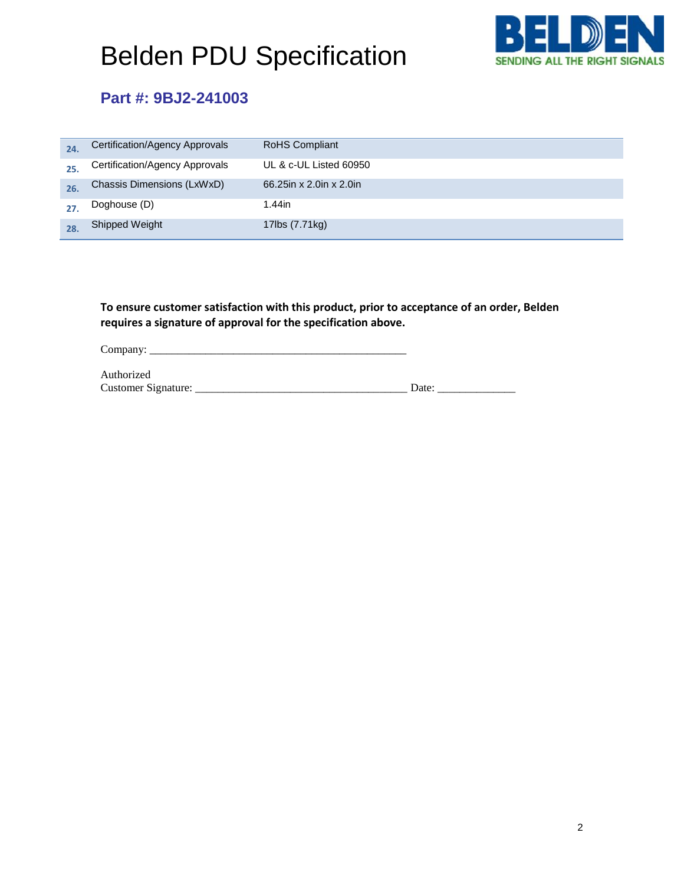# Belden PDU Specification

## Part #: 9BJ2-241003

| | | |
|---|---|---|
| 24. | Certification/Agency Approvals | RoHS Compliant |
| 25. | Certification/Agency Approvals | UL & c-UL Listed 60950 |
| 26. | Chassis Dimensions (LxWxD) | 66.25in x 2.0in x 2.0in |
| 27. | Doghouse (D) | 1.44in |
| 28. | Shipped Weight | 17lbs (7.71kg) |

**To ensure customer satisfaction with this product, prior to acceptance of an order, Belden requires a signature of approval for the specification above.**

Company: _______________________________________________

Authorized
Customer Signature: _______________________________________ Date: ______________